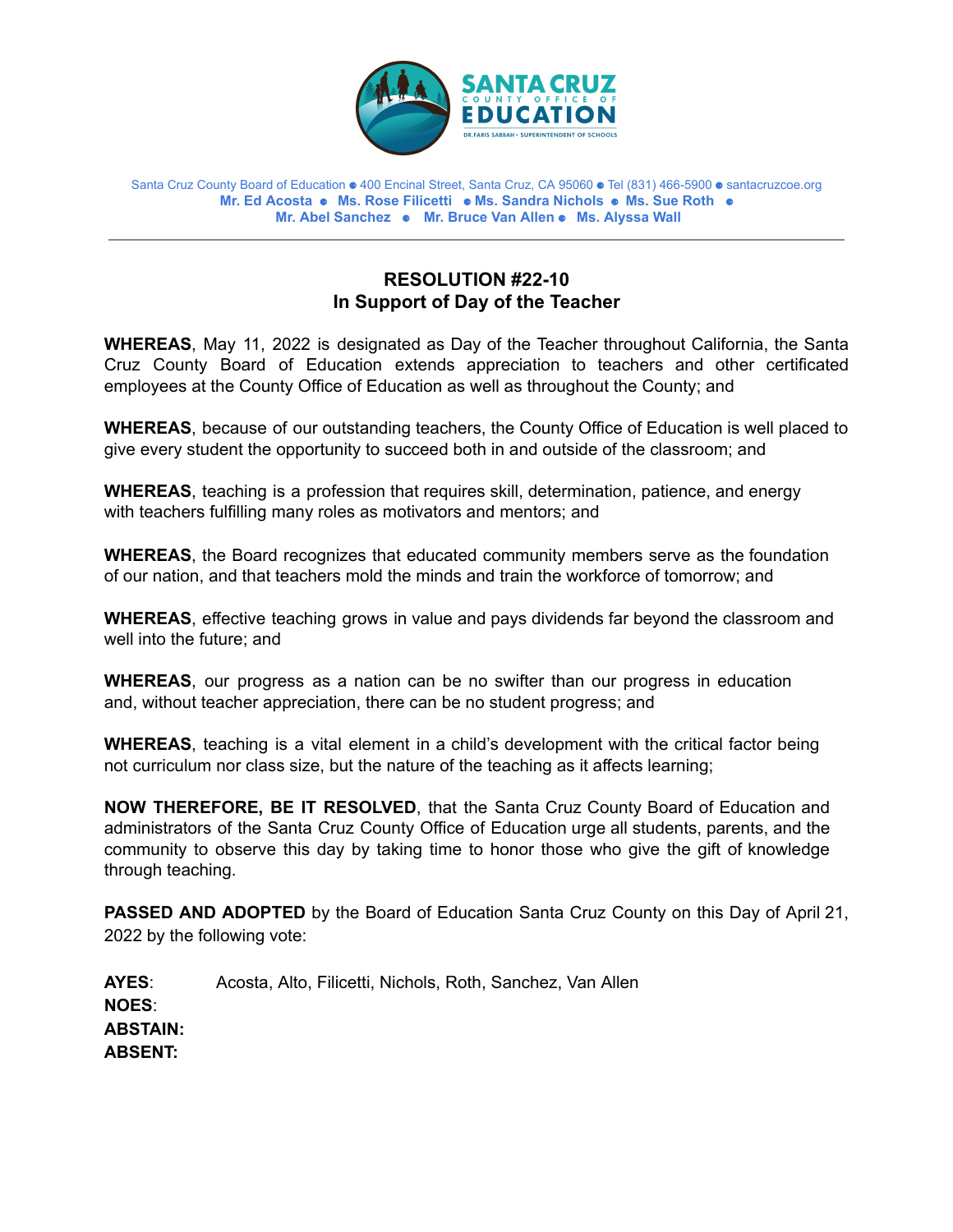SANTA CRUZ COUNTY OFFICE OF EDUCATION
DR. FARIS SABBAH • SUPERINTENDENT OF SCHOOLS

Santa Cruz County Board of Education ● 400 Encinal Street, Santa Cruz, CA 95060 ● Tel (831) 466-5900 ● santacruzcoe.org
**Mr. Ed Acosta ● Ms. Rose Filicetti ● Ms. Sandra Nichols ● Ms. Sue Roth ●**
**Mr. Abel Sanchez ● Mr. Bruce Van Allen ● Ms. Alyssa Wall**

---

# RESOLUTION #22-10
## In Support of Day of the Teacher

**WHEREAS**, May 11, 2022 is designated as Day of the Teacher throughout California, the Santa Cruz County Board of Education extends appreciation to teachers and other certificated employees at the County Office of Education as well as throughout the County; and

**WHEREAS**, because of our outstanding teachers, the County Office of Education is well placed to give every student the opportunity to succeed both in and outside of the classroom; and

**WHEREAS**, teaching is a profession that requires skill, determination, patience, and energy with teachers fulfilling many roles as motivators and mentors; and

**WHEREAS**, the Board recognizes that educated community members serve as the foundation of our nation, and that teachers mold the minds and train the workforce of tomorrow; and

**WHEREAS**, effective teaching grows in value and pays dividends far beyond the classroom and well into the future; and

**WHEREAS**, our progress as a nation can be no swifter than our progress in education and, without teacher appreciation, there can be no student progress; and

**WHEREAS**, teaching is a vital element in a child's development with the critical factor being not curriculum nor class size, but the nature of the teaching as it affects learning;

**NOW THEREFORE, BE IT RESOLVED**, that the Santa Cruz County Board of Education and administrators of the Santa Cruz County Office of Education urge all students, parents, and the community to observe this day by taking time to honor those who give the gift of knowledge through teaching.

**PASSED AND ADOPTED** by the Board of Education Santa Cruz County on this Day of April 21, 2022 by the following vote:

**AYES**: Acosta, Alto, Filicetti, Nichols, Roth, Sanchez, Van Allen
**NOES**:
**ABSTAIN:**
**ABSENT:**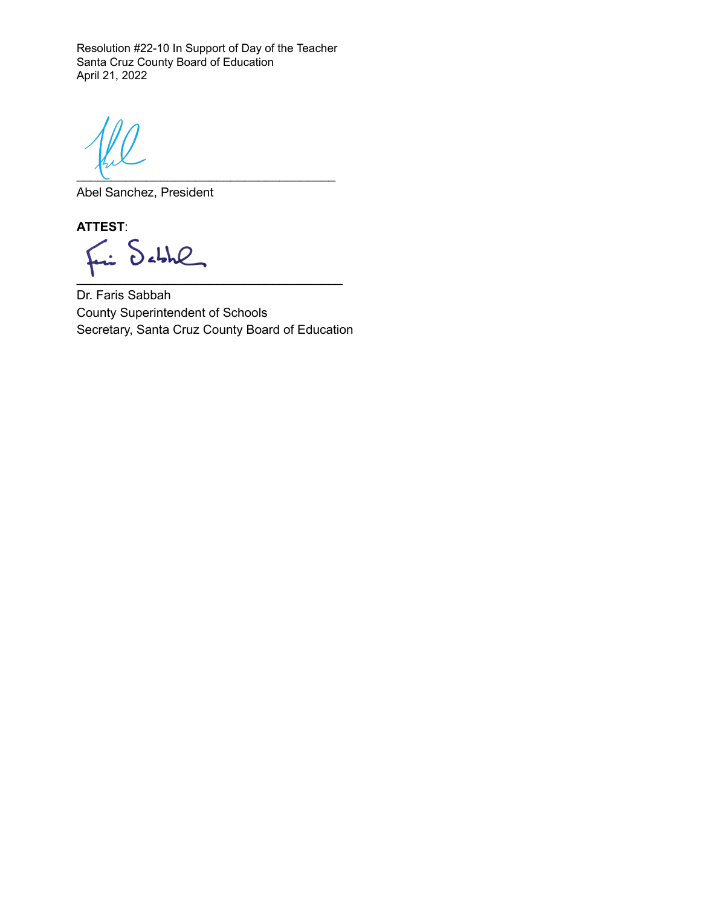Resolution #22-10 In Support of Day of the Teacher
Santa Cruz County Board of Education
April 21, 2022

\_\_\_\_\_\_\_\_\_\_\_\_\_\_\_\_\_\_\_\_\_\_\_\_\_\_\_\_\_\_\_\_\_\_\_\_\_\_

Abel Sanchez, President

**ATTEST**:

\_\_\_\_\_\_\_\_\_\_\_\_\_\_\_\_\_\_\_\_\_\_\_\_\_\_\_\_\_\_\_\_\_\_\_\_\_\_

Dr. Faris Sabbah
County Superintendent of Schools
Secretary, Santa Cruz County Board of Education